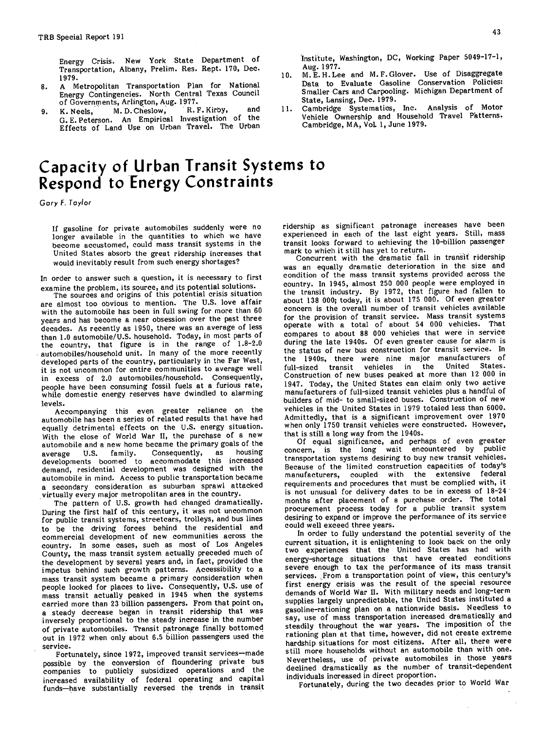Energy Crisis. New York State Department of Transportation, Albany, Prelim. Res. Rept. 170, Dec. 1979.

8. A Metropolitan Transportation Plan for National Energy Contingencies. North Central Texas Council of Governments, Arlington, Aug. 1977.
9. K. Neels, M. D. Cheslow, R. F. Kirby, and G. E. Peterson. An Empirical Investigation of the Effects of Land Use on Urban Travel. The Urban Institute, Washington, DC, Working Paper 5049-17-1, Aug. 1977.
10. M. E. H. Lee and M. F. Glover. Use of Disaggregate Data to Evaluate Gasoline Conservation Policies: Smaller Cars and Carpooling. Michigan Department of State, Lansing, Dec. 1979.
11. Cambridge Systematics, Inc. Analysis of Motor Vehicle Ownership and Household Travel Patterns. Cambridge, MA, Vol. 1, June 1979.

# Capacity of Urban Transit Systems to Respond to Energy Constraints

*Gary F. Taylor*

If gasoline for private automobiles suddenly were no longer available in the quantities to which we have become accustomed, could mass transit systems in the United States absorb the great ridership increases that would inevitably result from such energy shortages?

In order to answer such a question, it is necessary to first examine the problem, its source, and its potential solutions.

The sources and origins of this potential crisis situation are almost too obvious to mention. The U.S. love affair with the automobile has been in full swing for more than 60 years and has become a near obsession over the past three decades. As recently as 1950, there was an average of less than 1.0 automobile/U.S. household. Today, in most parts of the country, that figure is in the range of 1.8-2.0 automobiles/household unit. In many of the more recently developed parts of the country, particularly in the Far West, it is not uncommon for entire communities to average well in excess of 2.0 automobiles/household. Consequently, people have been consuming fossil fuels at a furious rate, while domestic energy reserves have dwindled to alarming levels.

Accompanying this even greater reliance on the automobile has been a series of related results that have had equally detrimental effects on the U.S. energy situation. With the close of World War II, the purchase of a new automobile and a new home became the primary goals of the average U.S. family. Consequently, as housing developments boomed to accommodate this increased demand, residential development was designed with the automobile in mind. Access to public transportation became a secondary consideration as suburban sprawl attacked virtually every major metropolitan area in the country.

The pattern of U.S. growth had changed dramatically. During the first half of this century, it was not uncommon for public transit systems, streetcars, trolleys, and bus lines to be the driving forces behind the residential and commercial development of new communities across the country. In some cases, such as most of Los Angeles County, the mass transit system actually preceded much of the development by several years and, in fact, provided the impetus behind such growth patterns. Accessibility to a mass transit system became a primary consideration when people looked for places to live. Consequently, U.S. use of mass transit actually peaked in 1945 when the systems carried more than 23 billion passengers. From that point on, a steady decrease began in transit ridership that was inversely proportional to the steady increase in the number of private automobiles. Transit patronage finally bottomed out in 1972 when only about 6.5 billion passengers used the service.

Fortunately, since 1972, improved transit services—made possible by the conversion of floundering private bus companies to publicly subsidized operations and the increased availability of federal operating and capital funds—have substantially reversed the trends in transit ridership as significant patronage increases have been experienced in each of the last eight years. Still, mass transit looks forward to achieving the 10-billion passenger mark to which it still has yet to return.

Concurrent with the dramatic fall in transit ridership was an equally dramatic deterioration in the size and condition of the mass transit systems provided across the country. In 1945, almost 250 000 people were employed in the transit industry. By 1972, that figure had fallen to about 138 000; today, it is about 175 000. Of even greater concern is the overall number of transit vehicles available for the provision of transit service. Mass transit systems operate with a total of about 54 000 vehicles. That compares to about 88 000 vehicles that were in service during the late 1940s. Of even greater cause for alarm is the status of new bus construction for transit service. In the 1940s, there were nine major manufacturers of full-sized transit vehicles in the United States. Construction of new buses peaked at more than 12 000 in 1947. Today, the United States can claim only two active manufacturers of full-sized transit vehicles plus a handful of builders of mid- to small-sized buses. Construction of new vehicles in the United States in 1979 totaled less than 6000. Admittedly, that is a significant improvement over 1970 when only 1750 transit vehicles were constructed. However, that is still a long way from the 1940s.

Of equal significance, and perhaps of even greater concern, is the long wait encountered by public transportation systems desiring to buy new transit vehicles. Because of the limited construction capacities of today's manufacturers, coupled with the extensive federal requirements and procedures that must be complied with, it is not unusual for delivery dates to be in excess of 18-24 months after placement of a purchase order. The total procurement process today for a public transit system desiring to expand or improve the performance of its service could well exceed three years.

In order to fully understand the potential severity of the current situation, it is enlightening to look back on the only two experiences that the United States has had with energy-shortage situations that have created conditions severe enough to tax the performance of its mass transit services. From a transportation point of view, this century's first energy crisis was the result of the special resource demands of World War II. With military needs and long-term supplies largely unpredictable, the United States instituted a gasoline-rationing plan on a nationwide basis. Needless to say, use of mass transportation increased dramatically and steadily throughout the war years. The imposition of the rationing plan at that time, however, did not create extreme hardship situations for most citizens. After all, there were still more households without an automobile than with one. Nevertheless, use of private automobiles in those years declined dramatically as the number of transit-dependent individuals increased in direct proportion.

Fortunately, during the two decades prior to World War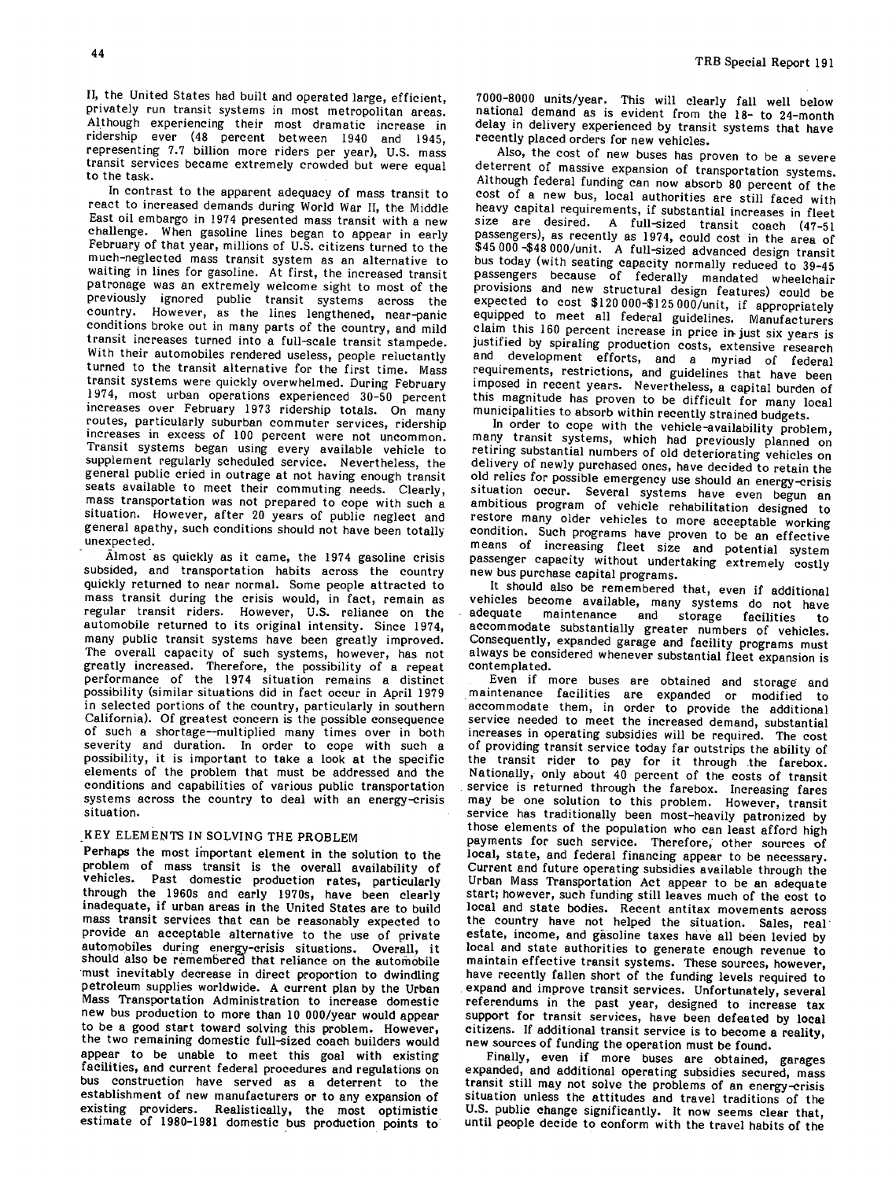II, the United States had built and operated large, efficient, privately run transit systems in most metropolitan areas. Although experiencing their most dramatic increase in ridership ever (48 percent between 1940 and 1945, representing 7.7 billion more riders per year), U.S. mass transit services became extremely crowded but were equal to the task.

In contrast to the apparent adequacy of mass transit to react to increased demands during World War II, the Middle East oil embargo in 1974 presented mass transit with a new challenge. When gasoline lines began to appear in early February of that year, millions of U.S. citizens turned to the much-neglected mass transit system as an alternative to waiting in lines for gasoline. At first, the increased transit patronage was an extremely welcome sight to most of the previously ignored public transit systems across the country. However, as the lines lengthened, near-panic conditions broke out in many parts of the country, and mild transit increases turned into a full-scale transit stampede. With their automobiles rendered useless, people reluctantly turned to the transit alternative for the first time. Mass transit systems were quickly overwhelmed. During February 1974, most urban operations experienced 30-50 percent increases over February 1973 ridership totals. On many routes, particularly suburban commuter services, ridership increases in excess of 100 percent were not uncommon. Transit systems began using every available vehicle to supplement regularly scheduled service. Nevertheless, the general public cried in outrage at not having enough transit seats available to meet their commuting needs. Clearly, mass transportation was not prepared to cope with such a situation. However, after 20 years of public neglect and general apathy, such conditions should not have been totally unexpected.

Almost as quickly as it came, the 1974 gasoline crisis subsided, and transportation habits across the country quickly returned to near normal. Some people attracted to mass transit during the crisis would, in fact, remain as regular transit riders. However, U.S. reliance on the automobile returned to its original intensity. Since 1974, many public transit systems have been greatly improved. The overall capacity of such systems, however, has not greatly increased. Therefore, the possibility of a repeat performance of the 1974 situation remains a distinct possibility (similar situations did in fact occur in April 1979 in selected portions of the country, particularly in southern California). Of greatest concern is the possible consequence of such a shortage--multiplied many times over in both severity and duration. In order to cope with such a possibility, it is important to take a look at the specific elements of the problem that must be addressed and the conditions and capabilities of various public transportation systems across the country to deal with an energy-crisis situation.

## KEY ELEMENTS IN SOLVING THE PROBLEM

Perhaps the most important element in the solution to the problem of mass transit is the overall availability of vehicles. Past domestic production rates, particularly through the 1960s and early 1970s, have been clearly inadequate, if urban areas in the United States are to build mass transit services that can be reasonably expected to provide an acceptable alternative to the use of private automobiles during energy-crisis situations. Overall, it should also be remembered that reliance on the automobile must inevitably decrease in direct proportion to dwindling petroleum supplies worldwide. A current plan by the Urban Mass Transportation Administration to increase domestic new bus production to more than 10 000/year would appear to be a good start toward solving this problem. However, the two remaining domestic full-sized coach builders would appear to be unable to meet this goal with existing facilities, and current federal procedures and regulations on bus construction have served as a deterrent to the establishment of new manufacturers or to any expansion of existing providers. Realistically, the most optimistic estimate of 1980-1981 domestic bus production points to 7000-8000 units/year. This will clearly fall well below national demand as is evident from the 18- to 24-month delay in delivery experienced by transit systems that have recently placed orders for new vehicles.

Also, the cost of new buses has proven to be a severe deterrent of massive expansion of transportation systems. Although federal funding can now absorb 80 percent of the cost of a new bus, local authorities are still faced with heavy capital requirements, if substantial increases in fleet size are desired. A full-sized transit coach (47-51 passengers), as recently as 1974, could cost in the area of \$45 000 -\$48 000/unit. A full-sized advanced design transit bus today (with seating capacity normally reduced to 39-45 passengers because of federally mandated wheelchair provisions and new structural design features) could be expected to cost \$120 000-\$125 000/unit, if appropriately equipped to meet all federal guidelines. Manufacturers claim this 160 percent increase in price in just six years is justified by spiraling production costs, extensive research and development efforts, and a myriad of federal requirements, restrictions, and guidelines that have been imposed in recent years. Nevertheless, a capital burden of this magnitude has proven to be difficult for many local municipalities to absorb within recently strained budgets.

In order to cope with the vehicle-availability problem, many transit systems, which had previously planned on retiring substantial numbers of old deteriorating vehicles on delivery of newly purchased ones, have decided to retain the old relics for possible emergency use should an energy-crisis situation occur. Several systems have even begun an ambitious program of vehicle rehabilitation designed to restore many older vehicles to more acceptable working condition. Such programs have proven to be an effective means of increasing fleet size and potential system passenger capacity without undertaking extremely costly new bus purchase capital programs.

It should also be remembered that, even if additional vehicles become available, many systems do not have adequate maintenance and storage facilities to accommodate substantially greater numbers of vehicles. Consequently, expanded garage and facility programs must always be considered whenever substantial fleet expansion is contemplated.

Even if more buses are obtained and storage and maintenance facilities are expanded or modified to accommodate them, in order to provide the additional service needed to meet the increased demand, substantial increases in operating subsidies will be required. The cost of providing transit service today far outstrips the ability of the transit rider to pay for it through the farebox. Nationally, only about 40 percent of the costs of transit service is returned through the farebox. Increasing fares may be one solution to this problem. However, transit service has traditionally been most-heavily patronized by those elements of the population who can least afford high payments for such service. Therefore, other sources of local, state, and federal financing appear to be necessary. Current and future operating subsidies available through the Urban Mass Transportation Act appear to be an adequate start; however, such funding still leaves much of the cost to local and state bodies. Recent antitax movements across the country have not helped the situation. Sales, real estate, income, and gasoline taxes have all been levied by local and state authorities to generate enough revenue to maintain effective transit systems. These sources, however, have recently fallen short of the funding levels required to expand and improve transit services. Unfortunately, several referendums in the past year, designed to increase tax support for transit services, have been defeated by local citizens. If additional transit service is to become a reality, new sources of funding the operation must be found.

Finally, even if more buses are obtained, garages expanded, and additional operating subsidies secured, mass transit still may not solve the problems of an energy-crisis situation unless the attitudes and travel traditions of the U.S. public change significantly. It now seems clear that, until people decide to conform with the travel habits of the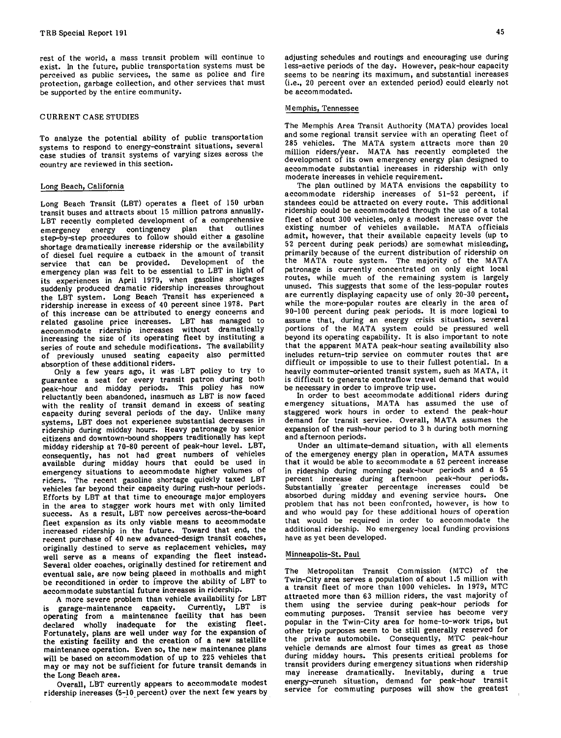rest of the world, a mass transit problem will continue to exist. In the future, public transportation systems must be perceived as public services, the same as police and fire protection, garbage collection, and other services that must be supported by the entire community.

## CURRENT CASE STUDIES

To analyze the potential ability of public transportation systems to respond to energy-constraint situations, several case studies of transit systems of varying sizes across the country are reviewed in this section.

### Long Beach, California

Long Beach Transit (LBT) operates a fleet of 150 urban transit buses and attracts about 15 million patrons annually. LBT recently completed development of a comprehensive emergency energy contingency plan that outlines step-by-step procedures to follow should either a gasoline shortage dramatically increase ridership or the availability of diesel fuel require a cutback in the amount of transit service that can be provided. Development of the emergency plan was felt to be essential to LBT in light of its experiences in April 1979, when gasoline shortages suddenly produced dramatic ridership increases throughout the LBT system. Long Beach Transit has experienced a ridership increase in excess of 40 percent since 1978. Part of this increase can be attributed to energy concerns and related gasoline price increases. LBT has managed to accommodate ridership increases without dramatically increasing the size of its operating fleet by instituting a series of route and schedule modifications. The availability of previously unused seating capacity also permitted absorption of these additional riders.

Only a few years ago, it was LBT policy to try to guarantee a seat for every transit patron during both peak-hour and midday periods. This policy has now reluctantly been abandoned, inasmuch as LBT is now faced with the reality of transit demand in excess of seating capacity during several periods of the day. Unlike many systems, LBT does not experience substantial decreases in ridership during midday hours. Heavy patronage by senior citizens and downtown-bound shoppers traditionally has kept midday ridership at 70-80 percent of peak-hour level. LBT, consequently, has not had great numbers of vehicles available during midday hours that could be used in emergency situations to accommodate higher volumes of riders. The recent gasoline shortage quickly taxed LBT vehicles far beyond their capacity during rush-hour periods. Efforts by LBT at that time to encourage major employers in the area to stagger work hours met with only limited success. As a result, LBT now perceives across-the-board fleet expansion as its only viable means to accommodate increased ridership in the future. Toward that end, the recent purchase of 40 new advanced-design transit coaches, originally destined to serve as replacement vehicles, may well serve as a means of expanding the fleet instead. Several older coaches, originally destined for retirement and eventual sale, are now being placed in mothballs and might be reconditioned in order to improve the ability of LBT to accommodate substantial future increases in ridership.

A more severe problem than vehicle availability for LBT is garage-maintenance capacity. Currently, LBT is operating from a maintenance facility that has been declared wholly inadequate for the existing fleet. Fortunately, plans are well under way for the expansion of the existing facility and the creation of a new satellite maintenance operation. Even so, the new maintenance plans will be based on accommodation of up to 225 vehicles that may or may not be sufficient for future transit demands in the Long Beach area.

Overall, LBT currently appears to accommodate modest ridership increases (5-10 percent) over the next few years by adjusting schedules and routings and encouraging use during less-active periods of the day. However, peak-hour capacity seems to be nearing its maximum, and substantial increases (i.e., 20 percent over an extended period) could clearly not be accommodated.

### Memphis, Tennessee

The Memphis Area Transit Authority (MATA) provides local and some regional transit service with an operating fleet of 285 vehicles. The MATA system attracts more than 20 million riders/year. MATA has recently completed the development of its own emergency energy plan designed to accommodate substantial increases in ridership with only moderate increases in vehicle requirement.

The plan outlined by MATA envisions the capability to accommodate ridership increases of 51-52 percent, if standees could be attracted on every route. This additional ridership could be accommodated through the use of a total fleet of about 300 vehicles, only a modest increase over the existing number of vehicles available. MATA officials admit, however, that their available capacity levels (up to 52 percent during peak periods) are somewhat misleading, primarily because of the current distribution of ridership on the MATA route system. The majority of the MATA patronage is currently concentrated on only eight local routes, while much of the remaining system is largely unused. This suggests that some of the less-popular routes are currently displaying capacity use of only 20-30 percent, while the more-popular routes are clearly in the area of 90-100 percent during peak periods. It is more logical to assume that, during an energy crisis situation, several portions of the MATA system could be pressured well beyond its operating capability. It is also important to note that the apparent MATA peak-hour seating availability also includes return-trip service on commuter routes that are difficult or impossible to use to their fullest potential. In a heavily commuter-oriented transit system, such as MATA, it is difficult to generate contraflow travel demand that would be necessary in order to improve trip use.

In order to best accommodate additional riders during emergency situations, MATA has assumed the use of staggered work hours in order to extend the peak-hour demand for transit service. Overall, MATA assumes the expansion of the rush-hour period to 3 h during both morning and afternoon periods.

Under an ultimate-demand situation, with all elements of the emergency energy plan in operation, MATA assumes that it would be able to accommodate a 62 percent increase in ridership during morning peak-hour periods and a 65 percent increase during afternoon peak-hour periods. Substantially greater percentage increases could be absorbed during midday and evening service hours. One problem that has not been confronted, however, is how to and who would pay for these additional hours of operation that would be required in order to accommodate the additional ridership. No emergency local funding provisions have as yet been developed.

### Minneapolis-St. Paul

The Metropolitan Transit Commission (MTC) of the Twin-City area serves a population of about 1.5 million with a transit fleet of more than 1000 vehicles. In 1979, MTC attracted more than 63 million riders, the vast majority of them using the service during peak-hour periods for commuting purposes. Transit service has become very popular in the Twin-City area for home-to-work trips, but other trip purposes seem to be still generally reserved for the private automobile. Consequently, MTC peak-hour vehicle demands are almost four times as great as those during midday hours. This presents critical problems for transit providers during emergency situations when ridership may increase dramatically. Inevitably, during a true energy-crunch situation, demand for peak-hour transit service for commuting purposes will show the greatest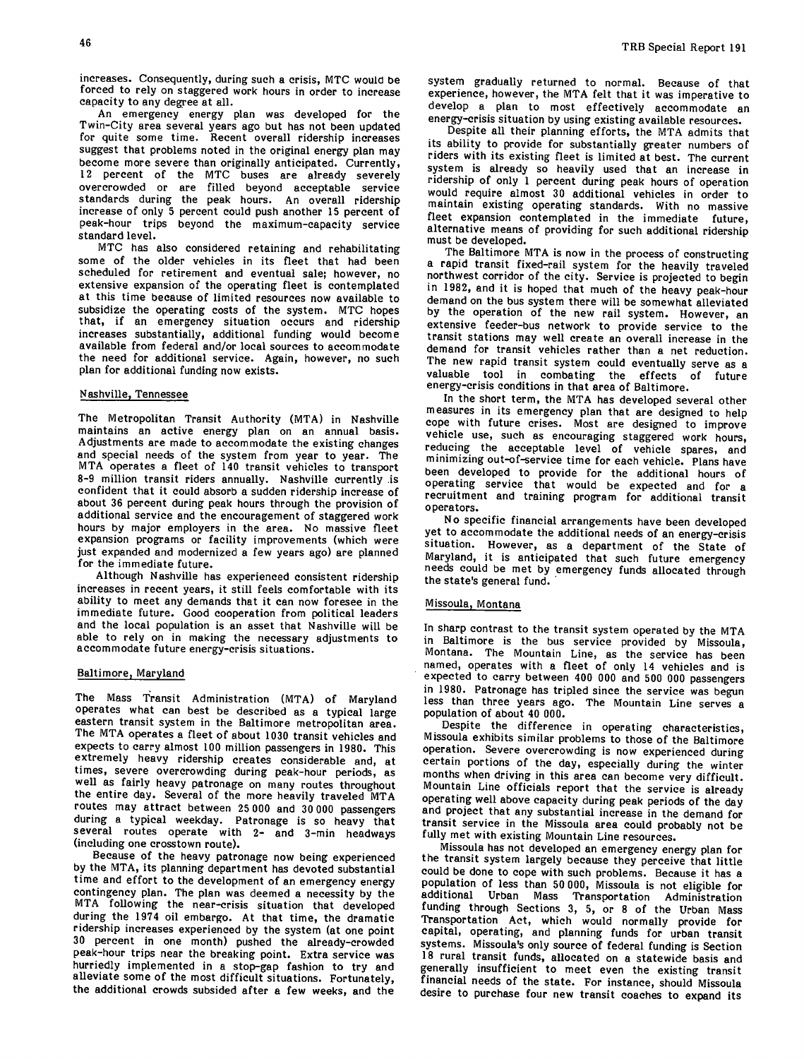increases. Consequently, during such a crisis, MTC would be forced to rely on staggered work hours in order to increase capacity to any degree at all.

An emergency energy plan was developed for the Twin-City area several years ago but has not been updated for quite some time. Recent overall ridership increases suggest that problems noted in the original energy plan may become more severe than originally anticipated. Currently, 12 percent of the MTC buses are already severely overcrowded or are filled beyond acceptable service standards during the peak hours. An overall ridership increase of only 5 percent could push another 15 percent of peak-hour trips beyond the maximum-capacity service standard level.

MTC has also considered retaining and rehabilitating some of the older vehicles in its fleet that had been scheduled for retirement and eventual sale; however, no extensive expansion of the operating fleet is contemplated at this time because of limited resources now available to subsidize the operating costs of the system. MTC hopes that, if an emergency situation occurs and ridership increases substantially, additional funding would become available from federal and/or local sources to accommodate the need for additional service. Again, however, no such plan for additional funding now exists.

## Nashville, Tennessee

The Metropolitan Transit Authority (MTA) in Nashville maintains an active energy plan on an annual basis. Adjustments are made to accommodate the existing changes and special needs of the system from year to year. The MTA operates a fleet of 140 transit vehicles to transport 8-9 million transit riders annually. Nashville currently is confident that it could absorb a sudden ridership increase of about 36 percent during peak hours through the provision of additional service and the encouragement of staggered work hours by major employers in the area. No massive fleet expansion programs or facility improvements (which were just expanded and modernized a few years ago) are planned for the immediate future.

Although Nashville has experienced consistent ridership increases in recent years, it still feels comfortable with its ability to meet any demands that it can now foresee in the immediate future. Good cooperation from political leaders and the local population is an asset that Nashville will be able to rely on in making the necessary adjustments to accommodate future energy-crisis situations.

## Baltimore, Maryland

The Mass Transit Administration (MTA) of Maryland operates what can best be described as a typical large eastern transit system in the Baltimore metropolitan area. The MTA operates a fleet of about 1030 transit vehicles and expects to carry almost 100 million passengers in 1980. This extremely heavy ridership creates considerable and, at times, severe overcrowding during peak-hour periods, as well as fairly heavy patronage on many routes throughout the entire day. Several of the more heavily traveled MTA routes may attract between 25 000 and 30 000 passengers during a typical weekday. Patronage is so heavy that several routes operate with 2- and 3-min headways (including one crosstown route).

Because of the heavy patronage now being experienced by the MTA, its planning department has devoted substantial time and effort to the development of an emergency energy contingency plan. The plan was deemed a necessity by the MTA following the near-crisis situation that developed during the 1974 oil embargo. At that time, the dramatic ridership increases experienced by the system (at one point 30 percent in one month) pushed the already-crowded peak-hour trips near the breaking point. Extra service was hurriedly implemented in a stop-gap fashion to try and alleviate some of the most difficult situations. Fortunately, the additional crowds subsided after a few weeks, and the system gradually returned to normal. Because of that experience, however, the MTA felt that it was imperative to develop a plan to most effectively accommodate an energy-crisis situation by using existing available resources.

Despite all their planning efforts, the MTA admits that its ability to provide for substantially greater numbers of riders with its existing fleet is limited at best. The current system is already so heavily used that an increase in ridership of only 1 percent during peak hours of operation would require almost 30 additional vehicles in order to maintain existing operating standards. With no massive fleet expansion contemplated in the immediate future, alternative means of providing for such additional ridership must be developed.

The Baltimore MTA is now in the process of constructing a rapid transit fixed-rail system for the heavily traveled northwest corridor of the city. Service is projected to begin in 1982, and it is hoped that much of the heavy peak-hour demand on the bus system there will be somewhat alleviated by the operation of the new rail system. However, an extensive feeder-bus network to provide service to the transit stations may well create an overall increase in the demand for transit vehicles rather than a net reduction. The new rapid transit system could eventually serve as a valuable tool in combating the effects of future energy-crisis conditions in that area of Baltimore.

In the short term, the MTA has developed several other measures in its emergency plan that are designed to help cope with future crises. Most are designed to improve vehicle use, such as encouraging staggered work hours, reducing the acceptable level of vehicle spares, and minimizing out-of-service time for each vehicle. Plans have been developed to provide for the additional hours of operating service that would be expected and for a recruitment and training program for additional transit operators.

No specific financial arrangements have been developed yet to accommodate the additional needs of an energy-crisis situation. However, as a department of the State of Maryland, it is anticipated that such future emergency needs could be met by emergency funds allocated through the state's general fund.

## Missoula, Montana

In sharp contrast to the transit system operated by the MTA in Baltimore is the bus service provided by Missoula, Montana. The Mountain Line, as the service has been named, operates with a fleet of only 14 vehicles and is expected to carry between 400 000 and 500 000 passengers in 1980. Patronage has tripled since the service was begun less than three years ago. The Mountain Line serves a population of about 40 000.

Despite the difference in operating characteristics, Missoula exhibits similar problems to those of the Baltimore operation. Severe overcrowding is now experienced during certain portions of the day, especially during the winter months when driving in this area can become very difficult. Mountain Line officials report that the service is already operating well above capacity during peak periods of the day and project that any substantial increase in the demand for transit service in the Missoula area could probably not be fully met with existing Mountain Line resources.

Missoula has not developed an emergency energy plan for the transit system largely because they perceive that little could be done to cope with such problems. Because it has a population of less than 50 000, Missoula is not eligible for additional Urban Mass Transportation Administration funding through Sections 3, 5, or 8 of the Urban Mass Transportation Act, which would normally provide for capital, operating, and planning funds for urban transit systems. Missoula's only source of federal funding is Section 18 rural transit funds, allocated on a statewide basis and generally insufficient to meet even the existing transit financial needs of the state. For instance, should Missoula desire to purchase four new transit coaches to expand its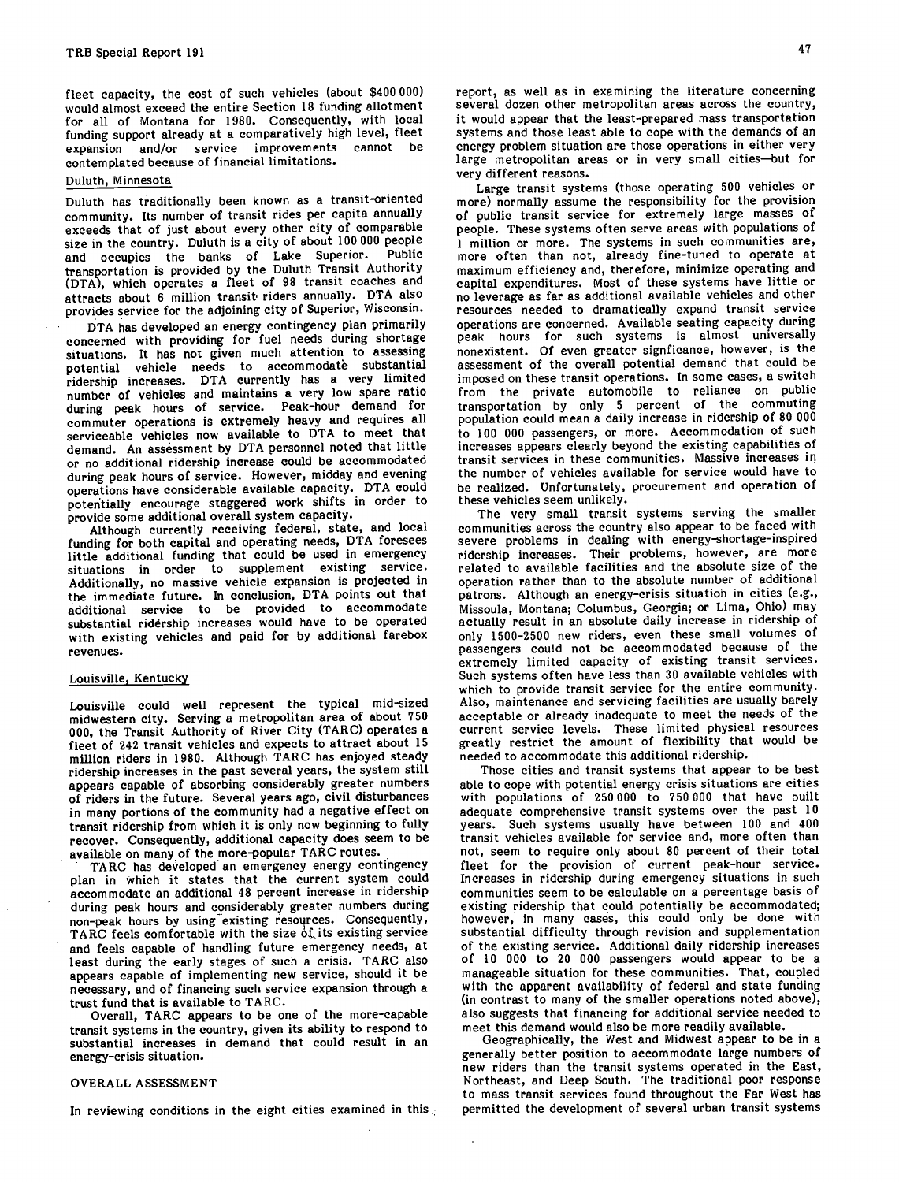fleet capacity, the cost of such vehicles (about $400 000) would almost exceed the entire Section 18 funding allotment for all of Montana for 1980. Consequently, with local funding support already at a comparatively high level, fleet expansion and/or service improvements cannot be contemplated because of financial limitations.

## Duluth, Minnesota

Duluth has traditionally been known as a transit-oriented community. Its number of transit rides per capita annually exceeds that of just about every other city of comparable size in the country. Duluth is a city of about 100 000 people and occupies the banks of Lake Superior. Public transportation is provided by the Duluth Transit Authority (DTA), which operates a fleet of 98 transit coaches and attracts about 6 million transit riders annually. DTA also provides service for the adjoining city of Superior, Wisconsin.

DTA has developed an energy contingency plan primarily concerned with providing for fuel needs during shortage situations. It has not given much attention to assessing potential vehicle needs to accommodate substantial ridership increases. DTA currently has a very limited number of vehicles and maintains a very low spare ratio during peak hours of service. Peak-hour demand for commuter operations is extremely heavy and requires all serviceable vehicles now available to DTA to meet that demand. An assessment by DTA personnel noted that little or no additional ridership increase could be accommodated during peak hours of service. However, midday and evening operations have considerable available capacity. DTA could potentially encourage staggered work shifts in order to provide some additional overall system capacity.

Although currently receiving federal, state, and local funding for both capital and operating needs, DTA foresees little additional funding that could be used in emergency situations in order to supplement existing service. Additionally, no massive vehicle expansion is projected in the immediate future. In conclusion, DTA points out that additional service to be provided to accommodate substantial ridership increases would have to be operated with existing vehicles and paid for by additional farebox revenues.

## Louisville, Kentucky

Louisville could well represent the typical mid-sized midwestern city. Serving a metropolitan area of about 750 000, the Transit Authority of River City (TARC) operates a fleet of 242 transit vehicles and expects to attract about 15 million riders in 1980. Although TARC has enjoyed steady ridership increases in the past several years, the system still appears capable of absorbing considerably greater numbers of riders in the future. Several years ago, civil disturbances in many portions of the community had a negative effect on transit ridership from which it is only now beginning to fully recover. Consequently, additional capacity does seem to be available on many of the more-popular TARC routes.

TARC has developed an emergency energy contingency plan in which it states that the current system could accommodate an additional 48 percent increase in ridership during peak hours and considerably greater numbers during non-peak hours by using existing resources. Consequently, TARC feels comfortable with the size of its existing service and feels capable of handling future emergency needs, at least during the early stages of such a crisis. TARC also appears capable of implementing new service, should it be necessary, and of financing such service expansion through a trust fund that is available to TARC.

Overall, TARC appears to be one of the more-capable transit systems in the country, given its ability to respond to substantial increases in demand that could result in an energy-crisis situation.

## OVERALL ASSESSMENT

In reviewing conditions in the eight cities examined in this report, as well as in examining the literature concerning several dozen other metropolitan areas across the country, it would appear that the least-prepared mass transportation systems and those least able to cope with the demands of an energy problem situation are those operations in either very large metropolitan areas or in very small cities—but for very different reasons.

Large transit systems (those operating 500 vehicles or more) normally assume the responsibility for the provision of public transit service for extremely large masses of people. These systems often serve areas with populations of 1 million or more. The systems in such communities are, more often than not, already fine-tuned to operate at maximum efficiency and, therefore, minimize operating and capital expenditures. Most of these systems have little or no leverage as far as additional available vehicles and other resources needed to dramatically expand transit service operations are concerned. Available seating capacity during peak hours for such systems is almost universally nonexistent. Of even greater signficance, however, is the assessment of the overall potential demand that could be imposed on these transit operations. In some cases, a switch from the private automobile to reliance on public transportation by only 5 percent of the commuting population could mean a daily increase in ridership of 80 000 to 100 000 passengers, or more. Accommodation of such increases appears clearly beyond the existing capabilities of transit services in these communities. Massive increases in the number of vehicles available for service would have to be realized. Unfortunately, procurement and operation of these vehicles seem unlikely.

The very small transit systems serving the smaller communities across the country also appear to be faced with severe problems in dealing with energy-shortage-inspired ridership increases. Their problems, however, are more related to available facilities and the absolute size of the operation rather than to the absolute number of additional patrons. Although an energy-crisis situation in cities (e.g., Missoula, Montana; Columbus, Georgia; or Lima, Ohio) may actually result in an absolute daily increase in ridership of only 1500-2500 new riders, even these small volumes of passengers could not be accommodated because of the extremely limited capacity of existing transit services. Such systems often have less than 30 available vehicles with which to provide transit service for the entire community. Also, maintenance and servicing facilities are usually barely acceptable or already inadequate to meet the needs of the current service levels. These limited physical resources greatly restrict the amount of flexibility that would be needed to accommodate this additional ridership.

Those cities and transit systems that appear to be best able to cope with potential energy crisis situations are cities with populations of 250 000 to 750 000 that have built adequate comprehensive transit systems over the past 10 years. Such systems usually have between 100 and 400 transit vehicles available for service and, more often than not, seem to require only about 80 percent of their total fleet for the provision of current peak-hour service. Increases in ridership during emergency situations in such communities seem to be calculable on a percentage basis of existing ridership that could potentially be accommodated; however, in many cases, this could only be done with substantial difficulty through revision and supplementation of the existing service. Additional daily ridership increases of 10 000 to 20 000 passengers would appear to be a manageable situation for these communities. That, coupled with the apparent availability of federal and state funding (in contrast to many of the smaller operations noted above), also suggests that financing for additional service needed to meet this demand would also be more readily available.

Geographically, the West and Midwest appear to be in a generally better position to accommodate large numbers of new riders than the transit systems operated in the East, Northeast, and Deep South. The traditional poor response to mass transit services found throughout the Far West has permitted the development of several urban transit systems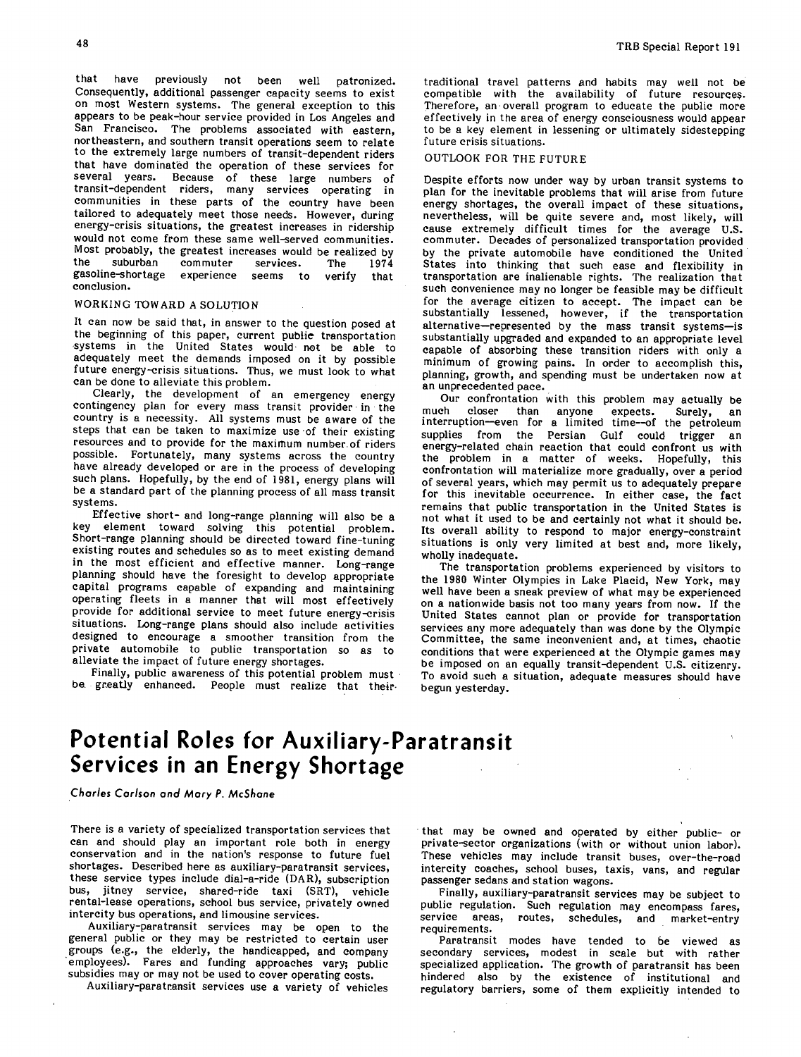that have previously not been well patronized. Consequently, additional passenger capacity seems to exist on most Western systems. The general exception to this appears to be peak-hour service provided in Los Angeles and San Francisco. The problems associated with eastern, northeastern, and southern transit operations seem to relate to the extremely large numbers of transit-dependent riders that have dominated the operation of these services for several years. Because of these large numbers of transit-dependent riders, many services operating in communities in these parts of the country have been tailored to adequately meet those needs. However, during energy-crisis situations, the greatest increases in ridership would not come from these same well-served communities. Most probably, the greatest increases would be realized by the suburban commuter services. The 1974 gasoline-shortage experience seems to verify that conclusion.

## WORKING TOWARD A SOLUTION

It can now be said that, in answer to the question posed at the beginning of this paper, current public transportation systems in the United States would not be able to adequately meet the demands imposed on it by possible future energy-crisis situations. Thus, we must look to what can be done to alleviate this problem.

Clearly, the development of an emergency energy contingency plan for every mass transit provider in the country is a necessity. All systems must be aware of the steps that can be taken to maximize use of their existing resources and to provide for the maximum number of riders possible. Fortunately, many systems across the country have already developed or are in the process of developing such plans. Hopefully, by the end of 1981, energy plans will be a standard part of the planning process of all mass transit systems.

Effective short- and long-range planning will also be a key element toward solving this potential problem. Short-range planning should be directed toward fine-tuning existing routes and schedules so as to meet existing demand in the most efficient and effective manner. Long-range planning should have the foresight to develop appropriate capital programs capable of expanding and maintaining operating fleets in a manner that will most effectively provide for additional service to meet future energy-crisis situations. Long-range plans should also include activities designed to encourage a smoother transition from the private automobile to public transportation so as to alleviate the impact of future energy shortages.

Finally, public awareness of this potential problem must be greatly enhanced. People must realize that their traditional travel patterns and habits may well not be compatible with the availability of future resources. Therefore, an overall program to educate the public more effectively in the area of energy consciousness would appear to be a key element in lessening or ultimately sidestepping future crisis situations.

## OUTLOOK FOR THE FUTURE

Despite efforts now under way by urban transit systems to plan for the inevitable problems that will arise from future energy shortages, the overall impact of these situations, nevertheless, will be quite severe and, most likely, will cause extremely difficult times for the average U.S. commuter. Decades of personalized transportation provided by the private automobile have conditioned the United States into thinking that such ease and flexibility in transportation are inalienable rights. The realization that such convenience may no longer be feasible may be difficult for the average citizen to accept. The impact can be substantially lessened, however, if the transportation alternative—represented by the mass transit systems—is substantially upgraded and expanded to an appropriate level capable of absorbing these transition riders with only a minimum of growing pains. In order to accomplish this, planning, growth, and spending must be undertaken now at an unprecedented pace.

Our confrontation with this problem may actually be much closer than anyone expects. Surely, an interruption—even for a limited time—of the petroleum supplies from the Persian Gulf could trigger an energy-related chain reaction that could confront us with the problem in a matter of weeks. Hopefully, this confrontation will materialize more gradually, over a period of several years, which may permit us to adequately prepare for this inevitable occurrence. In either case, the fact remains that public transportation in the United States is not what it used to be and certainly not what it should be. Its overall ability to respond to major energy-constraint situations is only very limited at best and, more likely, wholly inadequate.

The transportation problems experienced by visitors to the 1980 Winter Olympics in Lake Placid, New York, may well have been a sneak preview of what may be experienced on a nationwide basis not too many years from now. If the United States cannot plan or provide for transportation services any more adequately than was done by the Olympic Committee, the same inconvenient and, at times, chaotic conditions that were experienced at the Olympic games may be imposed on an equally transit-dependent U.S. citizenry. To avoid such a situation, adequate measures should have begun yesterday.

# Potential Roles for Auxiliary-Paratransit Services in an Energy Shortage

*Charles Carlson and Mary P. McShane*

There is a variety of specialized transportation services that can and should play an important role both in energy conservation and in the nation's response to future fuel shortages. Described here as auxiliary-paratransit services, these service types include dial-a-ride (DAR), subscription bus, jitney service, shared-ride taxi (SRT), vehicle rental-lease operations, school bus service, privately owned intercity bus operations, and limousine services.

Auxiliary-paratransit services may be open to the general public or they may be restricted to certain user groups (e.g., the elderly, the handicapped, and company employees). Fares and funding approaches vary; public subsidies may or may not be used to cover operating costs.

Auxiliary-paratransit services use a variety of vehicles that may be owned and operated by either public- or private-sector organizations (with or without union labor). These vehicles may include transit buses, over-the-road intercity coaches, school buses, taxis, vans, and regular passenger sedans and station wagons.

Finally, auxiliary-paratransit services may be subject to public regulation. Such regulation may encompass fares, service areas, routes, schedules, and market-entry requirements.

Paratransit modes have tended to be viewed as secondary services, modest in scale but with rather specialized application. The growth of paratransit has been hindered also by the existence of institutional and regulatory barriers, some of them explicitly intended to